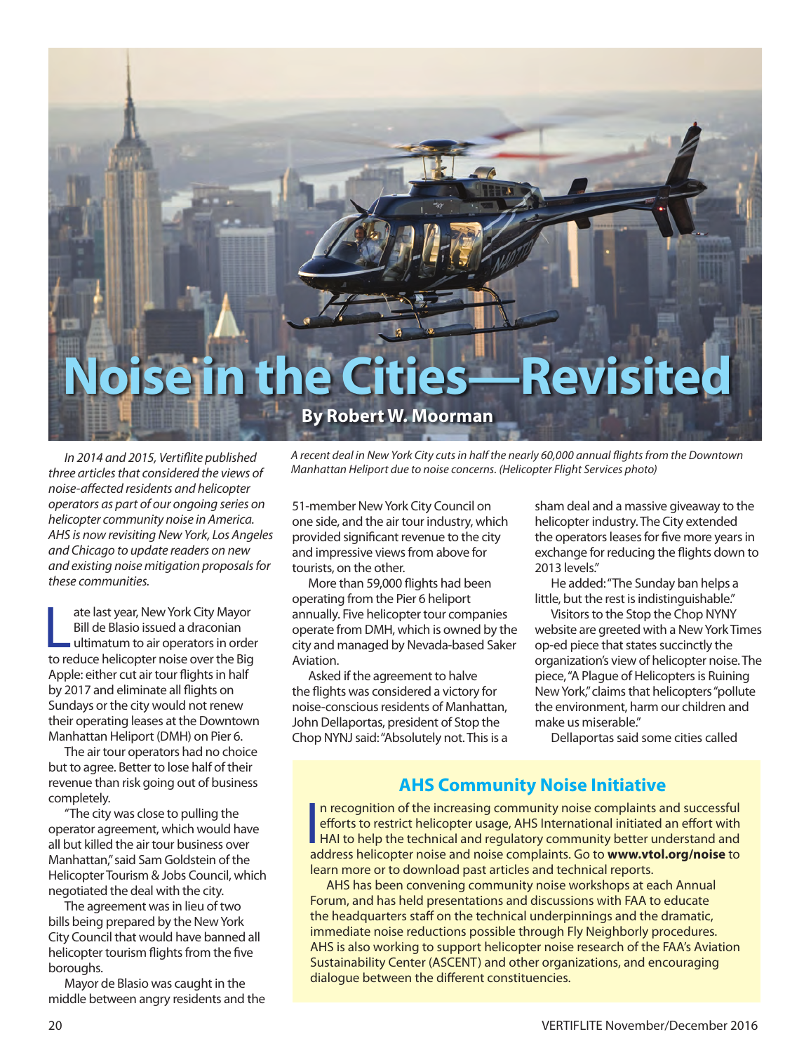# Noise in the Cities—Revisited

**By Robert W. Moorman**

*In 2014 and 2015, Vertiflite published three articles that considered the views of noise-affected residents and helicopter operators as part of our ongoing series on helicopter community noise in America. AHS is now revisiting New York, Los Angeles and Chicago to update readers on new and existing noise mitigation proposals for these communities.*

*A recent deal in New York City cuts in half the nearly 60,000 annual flights from the Downtown Manhattan Heliport due to noise concerns. (Helicopter Flight Services photo)*

Late last year, New York City Mayor Bill de Blasio issued a draconian ultimatum to air operators in order to reduce helicopter noise over the Big Apple: either cut air tour flights in half by 2017 and eliminate all flights on Sundays or the city would not renew their operating leases at the Downtown Manhattan Heliport (DMH) on Pier 6.

The air tour operators had no choice but to agree. Better to lose half of their revenue than risk going out of business completely.

"The city was close to pulling the operator agreement, which would have all but killed the air tour business over Manhattan," said Sam Goldstein of the Helicopter Tourism & Jobs Council, which negotiated the deal with the city.

The agreement was in lieu of two bills being prepared by the New York City Council that would have banned all helicopter tourism flights from the five boroughs.

Mayor de Blasio was caught in the middle between angry residents and the 51-member New York City Council on one side, and the air tour industry, which provided significant revenue to the city and impressive views from above for tourists, on the other.

More than 59,000 flights had been operating from the Pier 6 heliport annually. Five helicopter tour companies operate from DMH, which is owned by the city and managed by Nevada-based Saker Aviation.

Asked if the agreement to halve the flights was considered a victory for noise-conscious residents of Manhattan, John Dellaportas, president of Stop the Chop NYNJ said: "Absolutely not. This is a sham deal and a massive giveaway to the helicopter industry. The City extended the operators leases for five more years in exchange for reducing the flights down to 2013 levels."

He added: "The Sunday ban helps a little, but the rest is indistinguishable."

Visitors to the Stop the Chop NYNY website are greeted with a New York Times op-ed piece that states succinctly the organization's view of helicopter noise. The piece, "A Plague of Helicopters is Ruining New York," claims that helicopters "pollute the environment, harm our children and make us miserable."

Dellaportas said some cities called

## AHS Community Noise Initiative

In recognition of the increasing community noise complaints and successful efforts to restrict helicopter usage, AHS International initiated an effort with HAI to help the technical and regulatory community better understand and address helicopter noise and noise complaints. Go to **www.vtol.org/noise** to learn more or to download past articles and technical reports.

AHS has been convening community noise workshops at each Annual Forum, and has held presentations and discussions with FAA to educate the headquarters staff on the technical underpinnings and the dramatic, immediate noise reductions possible through Fly Neighborly procedures. AHS is also working to support helicopter noise research of the FAA's Aviation Sustainability Center (ASCENT) and other organizations, and encouraging dialogue between the different constituencies.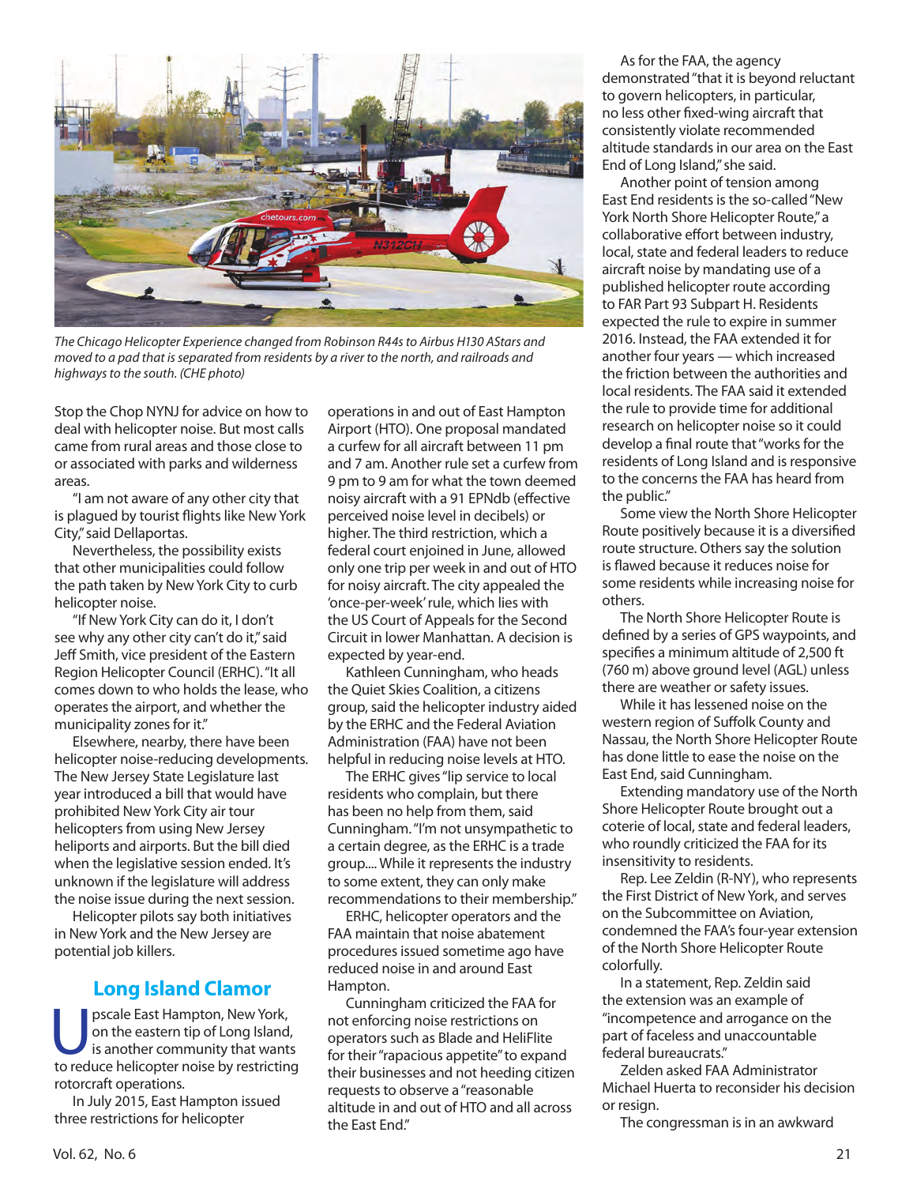*The Chicago Helicopter Experience changed from Robinson R44s to Airbus H130 AStars and moved to a pad that is separated from residents by a river to the north, and railroads and highways to the south. (CHE photo)*

Stop the Chop NYNJ for advice on how to deal with helicopter noise. But most calls came from rural areas and those close to or associated with parks and wilderness areas.

"I am not aware of any other city that is plagued by tourist flights like New York City," said Dellaportas.

Nevertheless, the possibility exists that other municipalities could follow the path taken by New York City to curb helicopter noise.

"If New York City can do it, I don't see why any other city can't do it," said Jeff Smith, vice president of the Eastern Region Helicopter Council (ERHC). "It all comes down to who holds the lease, who operates the airport, and whether the municipality zones for it."

Elsewhere, nearby, there have been helicopter noise-reducing developments. The New Jersey State Legislature last year introduced a bill that would have prohibited New York City air tour helicopters from using New Jersey heliports and airports. But the bill died when the legislative session ended. It's unknown if the legislature will address the noise issue during the next session.

Helicopter pilots say both initiatives in New York and the New Jersey are potential job killers.

## Long Island Clamor

Upscale East Hampton, New York, on the eastern tip of Long Island, is another community that wants to reduce helicopter noise by restricting rotorcraft operations.

In July 2015, East Hampton issued three restrictions for helicopter operations in and out of East Hampton Airport (HTO). One proposal mandated a curfew for all aircraft between 11 pm and 7 am. Another rule set a curfew from 9 pm to 9 am for what the town deemed noisy aircraft with a 91 EPNdb (effective perceived noise level in decibels) or higher. The third restriction, which a federal court enjoined in June, allowed only one trip per week in and out of HTO for noisy aircraft. The city appealed the 'once-per-week' rule, which lies with the US Court of Appeals for the Second Circuit in lower Manhattan. A decision is expected by year-end.

Kathleen Cunningham, who heads the Quiet Skies Coalition, a citizens group, said the helicopter industry aided by the ERHC and the Federal Aviation Administration (FAA) have not been helpful in reducing noise levels at HTO.

The ERHC gives "lip service to local residents who complain, but there has been no help from them, said Cunningham. "I'm not unsympathetic to a certain degree, as the ERHC is a trade group.... While it represents the industry to some extent, they can only make recommendations to their membership."

ERHC, helicopter operators and the FAA maintain that noise abatement procedures issued sometime ago have reduced noise in and around East Hampton.

Cunningham criticized the FAA for not enforcing noise restrictions on operators such as Blade and HeliFlite for their "rapacious appetite" to expand their businesses and not heeding citizen requests to observe a "reasonable altitude in and out of HTO and all across the East End."

As for the FAA, the agency demonstrated "that it is beyond reluctant to govern helicopters, in particular, no less other fixed-wing aircraft that consistently violate recommended altitude standards in our area on the East End of Long Island," she said.

Another point of tension among East End residents is the so-called "New York North Shore Helicopter Route," a collaborative effort between industry, local, state and federal leaders to reduce aircraft noise by mandating use of a published helicopter route according to FAR Part 93 Subpart H. Residents expected the rule to expire in summer 2016. Instead, the FAA extended it for another four years — which increased the friction between the authorities and local residents. The FAA said it extended the rule to provide time for additional research on helicopter noise so it could develop a final route that "works for the residents of Long Island and is responsive to the concerns the FAA has heard from the public."

Some view the North Shore Helicopter Route positively because it is a diversified route structure. Others say the solution is flawed because it reduces noise for some residents while increasing noise for others.

The North Shore Helicopter Route is defined by a series of GPS waypoints, and specifies a minimum altitude of 2,500 ft (760 m) above ground level (AGL) unless there are weather or safety issues.

While it has lessened noise on the western region of Suffolk County and Nassau, the North Shore Helicopter Route has done little to ease the noise on the East End, said Cunningham.

Extending mandatory use of the North Shore Helicopter Route brought out a coterie of local, state and federal leaders, who roundly criticized the FAA for its insensitivity to residents.

Rep. Lee Zeldin (R-NY), who represents the First District of New York, and serves on the Subcommittee on Aviation, condemned the FAA's four-year extension of the North Shore Helicopter Route colorfully.

In a statement, Rep. Zeldin said the extension was an example of "incompetence and arrogance on the part of faceless and unaccountable federal bureaucrats."

Zelden asked FAA Administrator Michael Huerta to reconsider his decision or resign.

The congressman is in an awkward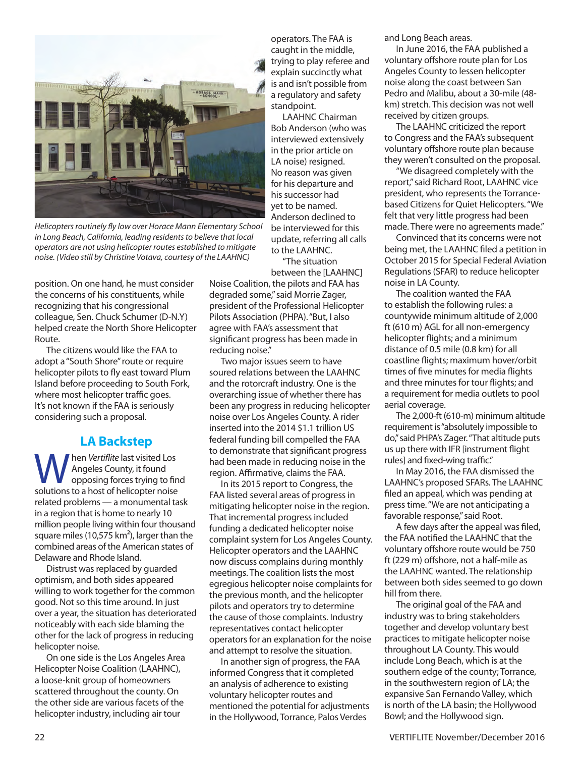*Helicopters routinely fly low over Horace Mann Elementary School in Long Beach, California, leading residents to believe that local operators are not using helicopter routes established to mitigate noise. (Video still by Christine Votava, courtesy of the LAAHNC)*

position. On one hand, he must consider the concerns of his constituents, while recognizing that his congressional colleague, Sen. Chuck Schumer (D-N.Y) helped create the North Shore Helicopter Route.

The citizens would like the FAA to adopt a "South Shore" route or require helicopter pilots to fly east toward Plum Island before proceeding to South Fork, where most helicopter traffic goes. It's not known if the FAA is seriously considering such a proposal.

## LA Backstep

When *Vertiflite* last visited Los Angeles County, it found opposing forces trying to find solutions to a host of helicopter noise related problems — a monumental task in a region that is home to nearly 10 million people living within four thousand square miles (10,575 km$^2$), larger than the combined areas of the American states of Delaware and Rhode Island.

Distrust was replaced by guarded optimism, and both sides appeared willing to work together for the common good. Not so this time around. In just over a year, the situation has deteriorated noticeably with each side blaming the other for the lack of progress in reducing helicopter noise.

On one side is the Los Angeles Area Helicopter Noise Coalition (LAAHNC), a loose-knit group of homeowners scattered throughout the county. On the other side are various facets of the helicopter industry, including air tour operators. The FAA is caught in the middle, trying to play referee and explain succinctly what is and isn't possible from a regulatory and safety standpoint.

LAAHNC Chairman Bob Anderson (who was interviewed extensively in the prior article on LA noise) resigned. No reason was given for his departure and his successor had yet to be named. Anderson declined to be interviewed for this update, referring all calls to the LAAHNC.

"The situation between the [LAAHNC] Noise Coalition, the pilots and FAA has degraded some," said Morrie Zager, president of the Professional Helicopter Pilots Association (PHPA). "But, I also agree with FAA's assessment that significant progress has been made in reducing noise."

Two major issues seem to have soured relations between the LAAHNC and the rotorcraft industry. One is the overarching issue of whether there has been any progress in reducing helicopter noise over Los Angeles County. A rider inserted into the 2014 $1.1 trillion US federal funding bill compelled the FAA to demonstrate that significant progress had been made in reducing noise in the region. Affirmative, claims the FAA.

In its 2015 report to Congress, the FAA listed several areas of progress in mitigating helicopter noise in the region. That incremental progress included funding a dedicated helicopter noise complaint system for Los Angeles County. Helicopter operators and the LAAHNC now discuss complains during monthly meetings. The coalition lists the most egregious helicopter noise complaints for the previous month, and the helicopter pilots and operators try to determine the cause of those complaints. Industry representatives contact helicopter operators for an explanation for the noise and attempt to resolve the situation.

In another sign of progress, the FAA informed Congress that it completed an analysis of adherence to existing voluntary helicopter routes and mentioned the potential for adjustments in the Hollywood, Torrance, Palos Verdes and Long Beach areas.

In June 2016, the FAA published a voluntary offshore route plan for Los Angeles County to lessen helicopter noise along the coast between San Pedro and Malibu, about a 30-mile (48-km) stretch. This decision was not well received by citizen groups.

The LAAHNC criticized the report to Congress and the FAA's subsequent voluntary offshore route plan because they weren't consulted on the proposal.

"We disagreed completely with the report," said Richard Root, LAAHNC vice president, who represents the Torrance-based Citizens for Quiet Helicopters. "We felt that very little progress had been made. There were no agreements made."

Convinced that its concerns were not being met, the LAAHNC filed a petition in October 2015 for Special Federal Aviation Regulations (SFAR) to reduce helicopter noise in LA County.

The coalition wanted the FAA to establish the following rules: a countywide minimum altitude of 2,000 ft (610 m) AGL for all non-emergency helicopter flights; and a minimum distance of 0.5 mile (0.8 km) for all coastline flights; maximum hover/orbit times of five minutes for media flights and three minutes for tour flights; and a requirement for media outlets to pool aerial coverage.

The 2,000-ft (610-m) minimum altitude requirement is "absolutely impossible to do," said PHPA's Zager. "That altitude puts us up there with IFR [instrument flight rules] and fixed-wing traffic."

In May 2016, the FAA dismissed the LAAHNC's proposed SFARs. The LAAHNC filed an appeal, which was pending at press time. "We are not anticipating a favorable response," said Root.

A few days after the appeal was filed, the FAA notified the LAAHNC that the voluntary offshore route would be 750 ft (229 m) offshore, not a half-mile as the LAAHNC wanted. The relationship between both sides seemed to go down hill from there.

The original goal of the FAA and industry was to bring stakeholders together and develop voluntary best practices to mitigate helicopter noise throughout LA County. This would include Long Beach, which is at the southern edge of the county; Torrance, in the southwestern region of LA; the expansive San Fernando Valley, which is north of the LA basin; the Hollywood Bowl; and the Hollywood sign.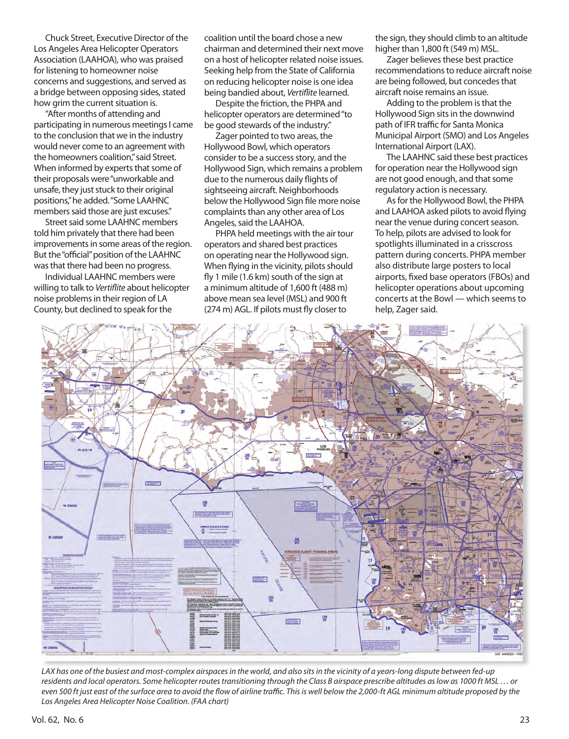Chuck Street, Executive Director of the Los Angeles Area Helicopter Operators Association (LAAHOA), who was praised for listening to homeowner noise concerns and suggestions, and served as a bridge between opposing sides, stated how grim the current situation is.

"After months of attending and participating in numerous meetings I came to the conclusion that we in the industry would never come to an agreement with the homeowners coalition," said Street. When informed by experts that some of their proposals were "unworkable and unsafe, they just stuck to their original positions," he added. "Some LAAHNC members said those are just excuses."

Street said some LAAHNC members told him privately that there had been improvements in some areas of the region. But the "official" position of the LAAHNC was that there had been no progress.

Individual LAAHNC members were willing to talk to *Vertiflite* about helicopter noise problems in their region of LA County, but declined to speak for the coalition until the board chose a new chairman and determined their next move on a host of helicopter related noise issues. Seeking help from the State of California on reducing helicopter noise is one idea being bandied about, *Vertiflite* learned.

Despite the friction, the PHPA and helicopter operators are determined "to be good stewards of the industry."

Zager pointed to two areas, the Hollywood Bowl, which operators consider to be a success story, and the Hollywood Sign, which remains a problem due to the numerous daily flights of sightseeing aircraft. Neighborhoods below the Hollywood Sign file more noise complaints than any other area of Los Angeles, said the LAAHOA.

PHPA held meetings with the air tour operators and shared best practices on operating near the Hollywood sign. When flying in the vicinity, pilots should fly 1 mile (1.6 km) south of the sign at a minimum altitude of 1,600 ft (488 m) above mean sea level (MSL) and 900 ft (274 m) AGL. If pilots must fly closer to the sign, they should climb to an altitude higher than 1,800 ft (549 m) MSL.

Zager believes these best practice recommendations to reduce aircraft noise are being followed, but concedes that aircraft noise remains an issue.

Adding to the problem is that the Hollywood Sign sits in the downwind path of IFR traffic for Santa Monica Municipal Airport (SMO) and Los Angeles International Airport (LAX).

The LAAHNC said these best practices for operation near the Hollywood sign are not good enough, and that some regulatory action is necessary.

As for the Hollywood Bowl, the PHPA and LAAHOA asked pilots to avoid flying near the venue during concert season. To help, pilots are advised to look for spotlights illuminated in a crisscross pattern during concerts. PHPA member also distribute large posters to local airports, fixed base operators (FBOs) and helicopter operations about upcoming concerts at the Bowl — which seems to help, Zager said.

*LAX has one of the busiest and most-complex airspaces in the world, and also sits in the vicinity of a years-long dispute between fed-up residents and local operators. Some helicopter routes transitioning through the Class B airspace prescribe altitudes as low as 1000 ft MSL … or even 500 ft just east of the surface area to avoid the flow of airline traffic. This is well below the 2,000-ft AGL minimum altitude proposed by the Los Angeles Area Helicopter Noise Coalition. (FAA chart)*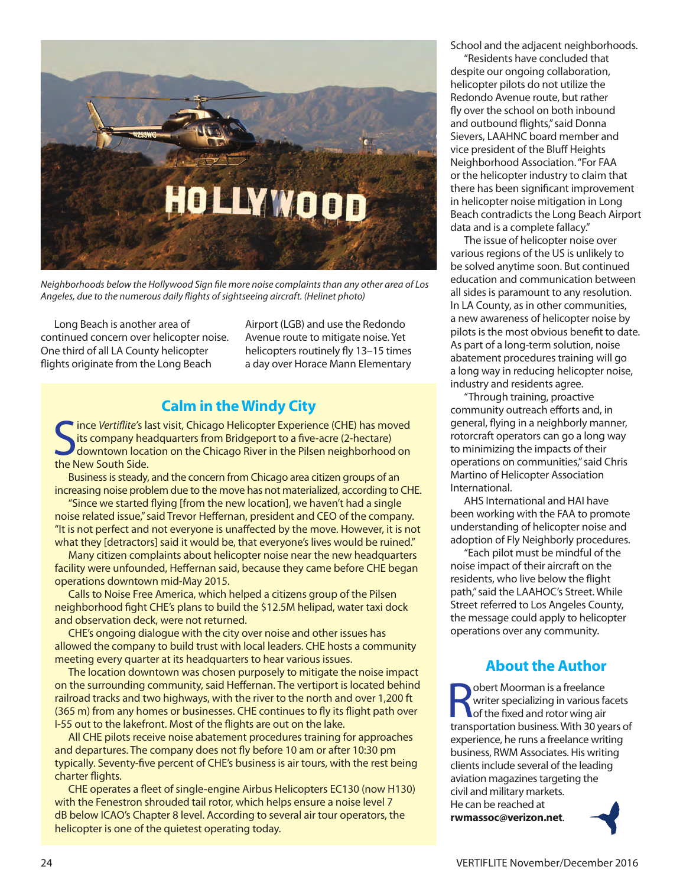Neighborhoods below the Hollywood Sign file more noise complaints than any other area of Los Angeles, due to the numerous daily flights of sightseeing aircraft. (Helinet photo)

Long Beach is another area of continued concern over helicopter noise. One third of all LA County helicopter flights originate from the Long Beach Airport (LGB) and use the Redondo Avenue route to mitigate noise. Yet helicopters routinely fly 13–15 times a day over Horace Mann Elementary School and the adjacent neighborhoods.

"Residents have concluded that despite our ongoing collaboration, helicopter pilots do not utilize the Redondo Avenue route, but rather fly over the school on both inbound and outbound flights," said Donna Sievers, LAAHNC board member and vice president of the Bluff Heights Neighborhood Association. "For FAA or the helicopter industry to claim that there has been significant improvement in helicopter noise mitigation in Long Beach contradicts the Long Beach Airport data and is a complete fallacy."

The issue of helicopter noise over various regions of the US is unlikely to be solved anytime soon. But continued education and communication between all sides is paramount to any resolution. In LA County, as in other communities, a new awareness of helicopter noise by pilots is the most obvious benefit to date. As part of a long-term solution, noise abatement procedures training will go a long way in reducing helicopter noise, industry and residents agree.

"Through training, proactive community outreach efforts and, in general, flying in a neighborly manner, rotorcraft operators can go a long way to minimizing the impacts of their operations on communities," said Chris Martino of Helicopter Association International.

AHS International and HAI have been working with the FAA to promote understanding of helicopter noise and adoption of Fly Neighborly procedures.

"Each pilot must be mindful of the noise impact of their aircraft on the residents, who live below the flight path," said the LAAHOC's Street. While Street referred to Los Angeles County, the message could apply to helicopter operations over any community.

## Calm in the Windy City

Since *Vertiflite's* last visit, Chicago Helicopter Experience (CHE) has moved its company headquarters from Bridgeport to a five-acre (2-hectare) downtown location on the Chicago River in the Pilsen neighborhood on the New South Side.

Business is steady, and the concern from Chicago area citizen groups of an increasing noise problem due to the move has not materialized, according to CHE.

"Since we started flying [from the new location], we haven't had a single noise related issue," said Trevor Heffernan, president and CEO of the company. "It is not perfect and not everyone is unaffected by the move. However, it is not what they [detractors] said it would be, that everyone's lives would be ruined."

Many citizen complaints about helicopter noise near the new headquarters facility were unfounded, Heffernan said, because they came before CHE began operations downtown mid-May 2015.

Calls to Noise Free America, which helped a citizens group of the Pilsen neighborhood fight CHE's plans to build the $12.5M helipad, water taxi dock and observation deck, were not returned.

CHE's ongoing dialogue with the city over noise and other issues has allowed the company to build trust with local leaders. CHE hosts a community meeting every quarter at its headquarters to hear various issues.

The location downtown was chosen purposely to mitigate the noise impact on the surrounding community, said Heffernan. The vertiport is located behind railroad tracks and two highways, with the river to the north and over 1,200 ft (365 m) from any homes or businesses. CHE continues to fly its flight path over I-55 out to the lakefront. Most of the flights are out on the lake.

All CHE pilots receive noise abatement procedures training for approaches and departures. The company does not fly before 10 am or after 10:30 pm typically. Seventy-five percent of CHE's business is air tours, with the rest being charter flights.

CHE operates a fleet of single-engine Airbus Helicopters EC130 (now H130) with the Fenestron shrouded tail rotor, which helps ensure a noise level 7 dB below ICAO's Chapter 8 level. According to several air tour operators, the helicopter is one of the quietest operating today.

## About the Author

Robert Moorman is a freelance writer specializing in various facets of the fixed and rotor wing air transportation business. With 30 years of experience, he runs a freelance writing business, RWM Associates. His writing clients include several of the leading aviation magazines targeting the civil and military markets. He can be reached at **rwmassoc@verizon.net**.